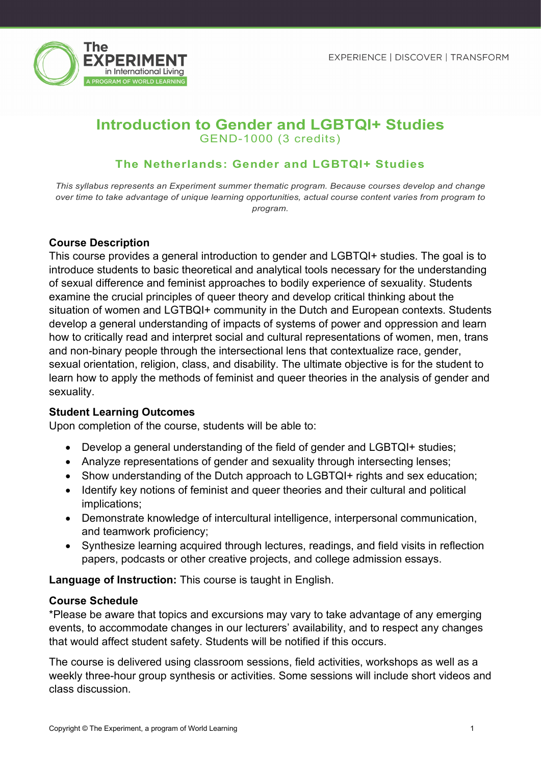# Introduction to Gender and LGBTQI+ Studies

GEND-1000 (3 credits)

## The Netherlands: Gender and LGBTQI+ Studies

*This syllabus represents an Experiment summer thematic program. Because courses develop and change over time to take advantage of unique learning opportunities, actual course content varies from program to program.*

### Course Description

This course provides a general introduction to gender and LGBTQI+ studies. The goal is to introduce students to basic theoretical and analytical tools necessary for the understanding of sexual difference and feminist approaches to bodily experience of sexuality. Students examine the crucial principles of queer theory and develop critical thinking about the situation of women and LGTBQI+ community in the Dutch and European contexts. Students develop a general understanding of impacts of systems of power and oppression and learn how to critically read and interpret social and cultural representations of women, men, trans and non-binary people through the intersectional lens that contextualize race, gender, sexual orientation, religion, class, and disability. The ultimate objective is for the student to learn how to apply the methods of feminist and queer theories in the analysis of gender and sexuality.

### Student Learning Outcomes

Upon completion of the course, students will be able to:

- Develop a general understanding of the field of gender and LGBTQI+ studies;
- Analyze representations of gender and sexuality through intersecting lenses;
- Show understanding of the Dutch approach to LGBTQI+ rights and sex education;
- Identify key notions of feminist and queer theories and their cultural and political implications;
- Demonstrate knowledge of intercultural intelligence, interpersonal communication, and teamwork proficiency;
- Synthesize learning acquired through lectures, readings, and field visits in reflection papers, podcasts or other creative projects, and college admission essays.

**Language of Instruction:** This course is taught in English.

### Course Schedule

*Please be aware that topics and excursions may vary to take advantage of any emerging events, to accommodate changes in our lecturers' availability, and to respect any changes that would affect student safety. Students will be notified if this occurs.

The course is delivered using classroom sessions, field activities, workshops as well as a weekly three-hour group synthesis or activities. Some sessions will include short videos and class discussion.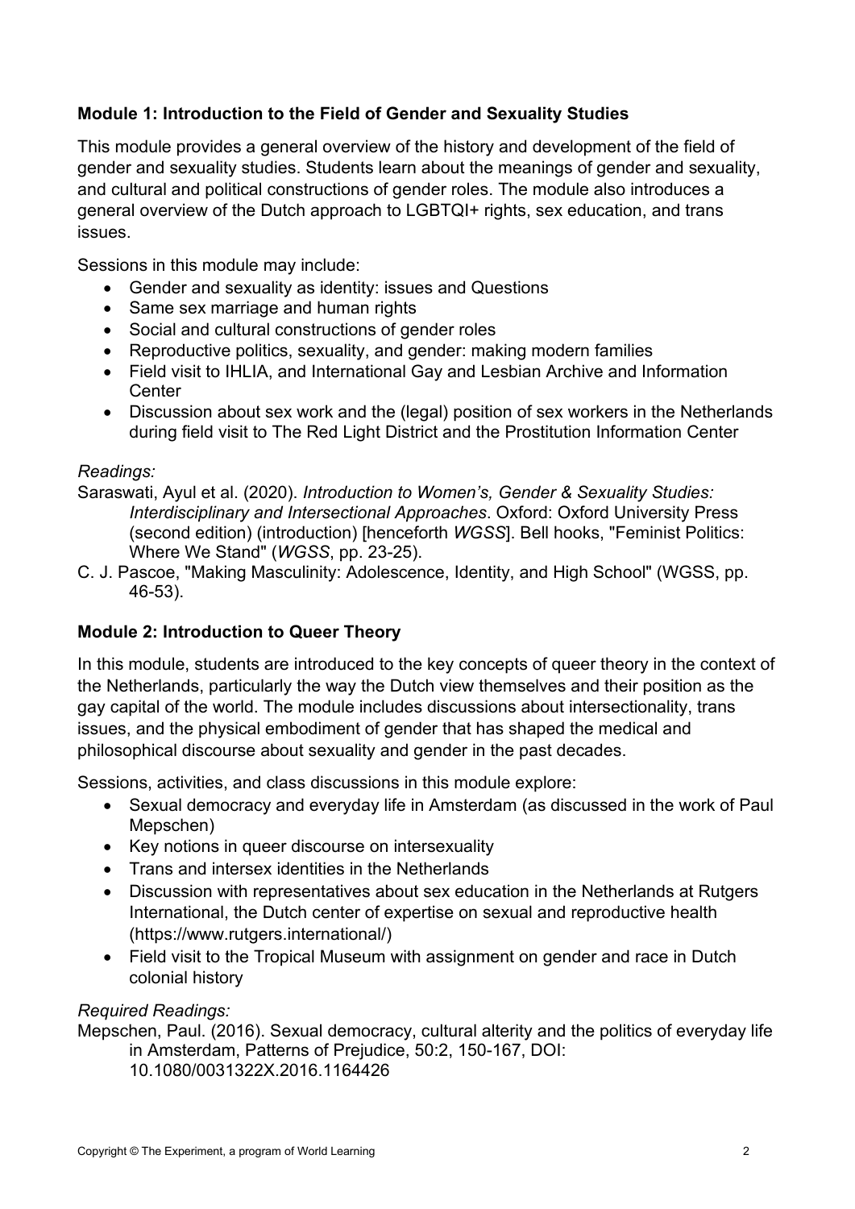**Module 1: Introduction to the Field of Gender and Sexuality Studies**

This module provides a general overview of the history and development of the field of gender and sexuality studies. Students learn about the meanings of gender and sexuality, and cultural and political constructions of gender roles. The module also introduces a general overview of the Dutch approach to LGBTQI+ rights, sex education, and trans issues.

Sessions in this module may include:

- Gender and sexuality as identity: issues and Questions
- Same sex marriage and human rights
- Social and cultural constructions of gender roles
- Reproductive politics, sexuality, and gender: making modern families
- Field visit to IHLIA, and International Gay and Lesbian Archive and Information Center
- Discussion about sex work and the (legal) position of sex workers in the Netherlands during field visit to The Red Light District and the Prostitution Information Center

*Readings:*

Saraswati, Ayul et al. (2020). *Introduction to Women's, Gender & Sexuality Studies: Interdisciplinary and Intersectional Approaches*. Oxford: Oxford University Press (second edition) (introduction) [henceforth *WGSS*]. Bell hooks, "Feminist Politics: Where We Stand" (*WGSS*, pp. 23-25).

C. J. Pascoe, "Making Masculinity: Adolescence, Identity, and High School" (WGSS, pp. 46-53).

**Module 2: Introduction to Queer Theory**

In this module, students are introduced to the key concepts of queer theory in the context of the Netherlands, particularly the way the Dutch view themselves and their position as the gay capital of the world. The module includes discussions about intersectionality, trans issues, and the physical embodiment of gender that has shaped the medical and philosophical discourse about sexuality and gender in the past decades.

Sessions, activities, and class discussions in this module explore:

- Sexual democracy and everyday life in Amsterdam (as discussed in the work of Paul Mepschen)
- Key notions in queer discourse on intersexuality
- Trans and intersex identities in the Netherlands
- Discussion with representatives about sex education in the Netherlands at Rutgers International, the Dutch center of expertise on sexual and reproductive health (https://www.rutgers.international/)
- Field visit to the Tropical Museum with assignment on gender and race in Dutch colonial history

*Required Readings:*

Mepschen, Paul. (2016). Sexual democracy, cultural alterity and the politics of everyday life in Amsterdam, Patterns of Prejudice, 50:2, 150-167, DOI: 10.1080/0031322X.2016.1164426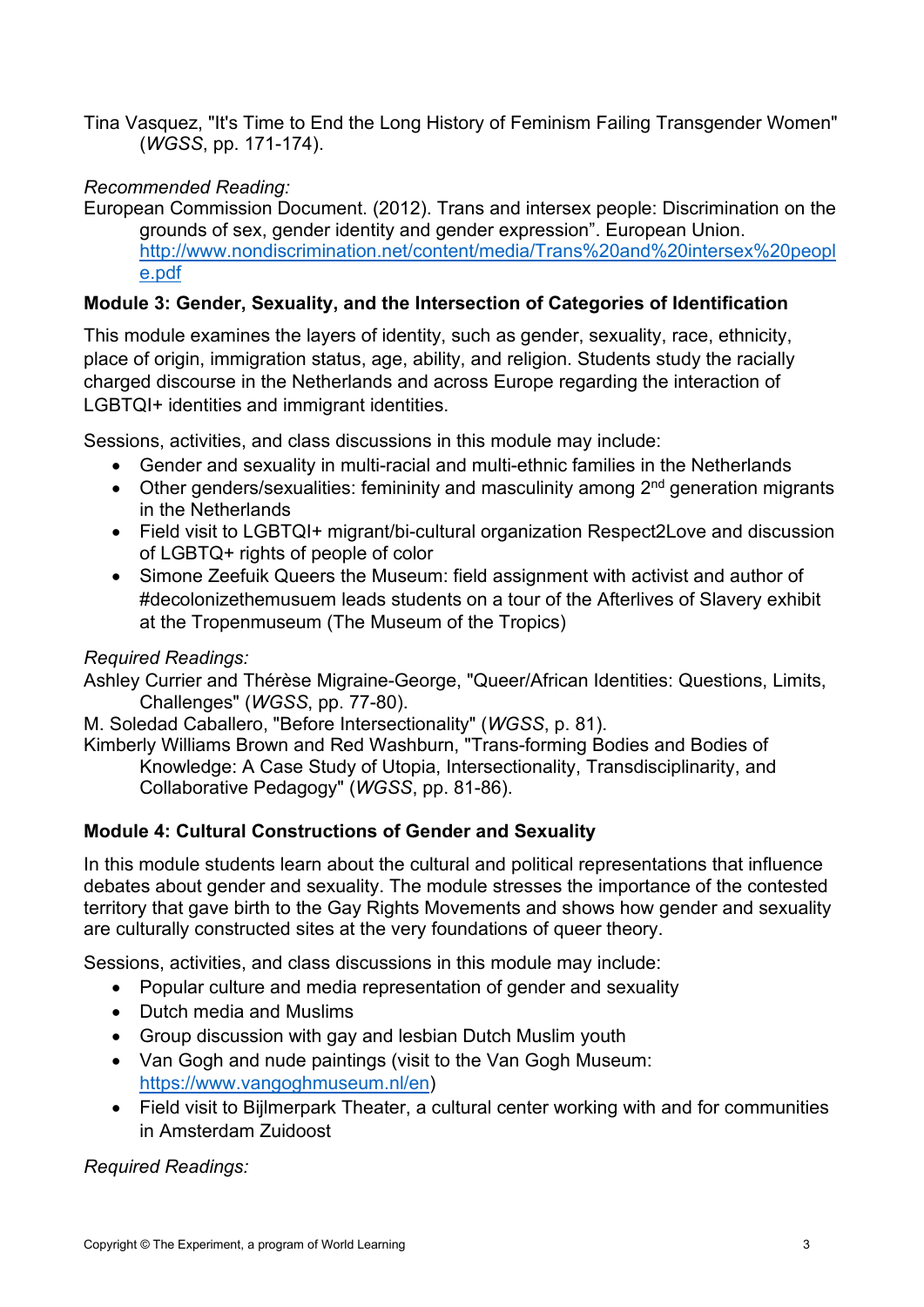Tina Vasquez, "It's Time to End the Long History of Feminism Failing Transgender Women" (*WGSS*, pp. 171-174).

*Recommended Reading:*

European Commission Document. (2012). Trans and intersex people: Discrimination on the grounds of sex, gender identity and gender expression". European Union. http://www.nondiscrimination.net/content/media/Trans%20and%20intersex%20people.pdf

**Module 3: Gender, Sexuality, and the Intersection of Categories of Identification**

This module examines the layers of identity, such as gender, sexuality, race, ethnicity, place of origin, immigration status, age, ability, and religion. Students study the racially charged discourse in the Netherlands and across Europe regarding the interaction of LGBTQI+ identities and immigrant identities.

Sessions, activities, and class discussions in this module may include:

- Gender and sexuality in multi-racial and multi-ethnic families in the Netherlands
- Other genders/sexualities: femininity and masculinity among 2nd generation migrants in the Netherlands
- Field visit to LGBTQI+ migrant/bi-cultural organization Respect2Love and discussion of LGBTQ+ rights of people of color
- Simone Zeefuik Queers the Museum: field assignment with activist and author of #decolonizethemusuem leads students on a tour of the Afterlives of Slavery exhibit at the Tropenmuseum (The Museum of the Tropics)

*Required Readings:*

Ashley Currier and Thérèse Migraine-George, "Queer/African Identities: Questions, Limits, Challenges" (*WGSS*, pp. 77-80).

M. Soledad Caballero, "Before Intersectionality" (*WGSS*, p. 81).

Kimberly Williams Brown and Red Washburn, "Trans-forming Bodies and Bodies of Knowledge: A Case Study of Utopia, Intersectionality, Transdisciplinarity, and Collaborative Pedagogy" (*WGSS*, pp. 81-86).

**Module 4: Cultural Constructions of Gender and Sexuality**

In this module students learn about the cultural and political representations that influence debates about gender and sexuality. The module stresses the importance of the contested territory that gave birth to the Gay Rights Movements and shows how gender and sexuality are culturally constructed sites at the very foundations of queer theory.

Sessions, activities, and class discussions in this module may include:

- Popular culture and media representation of gender and sexuality
- Dutch media and Muslims
- Group discussion with gay and lesbian Dutch Muslim youth
- Van Gogh and nude paintings (visit to the Van Gogh Museum: https://www.vangoghmuseum.nl/en)
- Field visit to Bijlmerpark Theater, a cultural center working with and for communities in Amsterdam Zuidoost

*Required Readings:*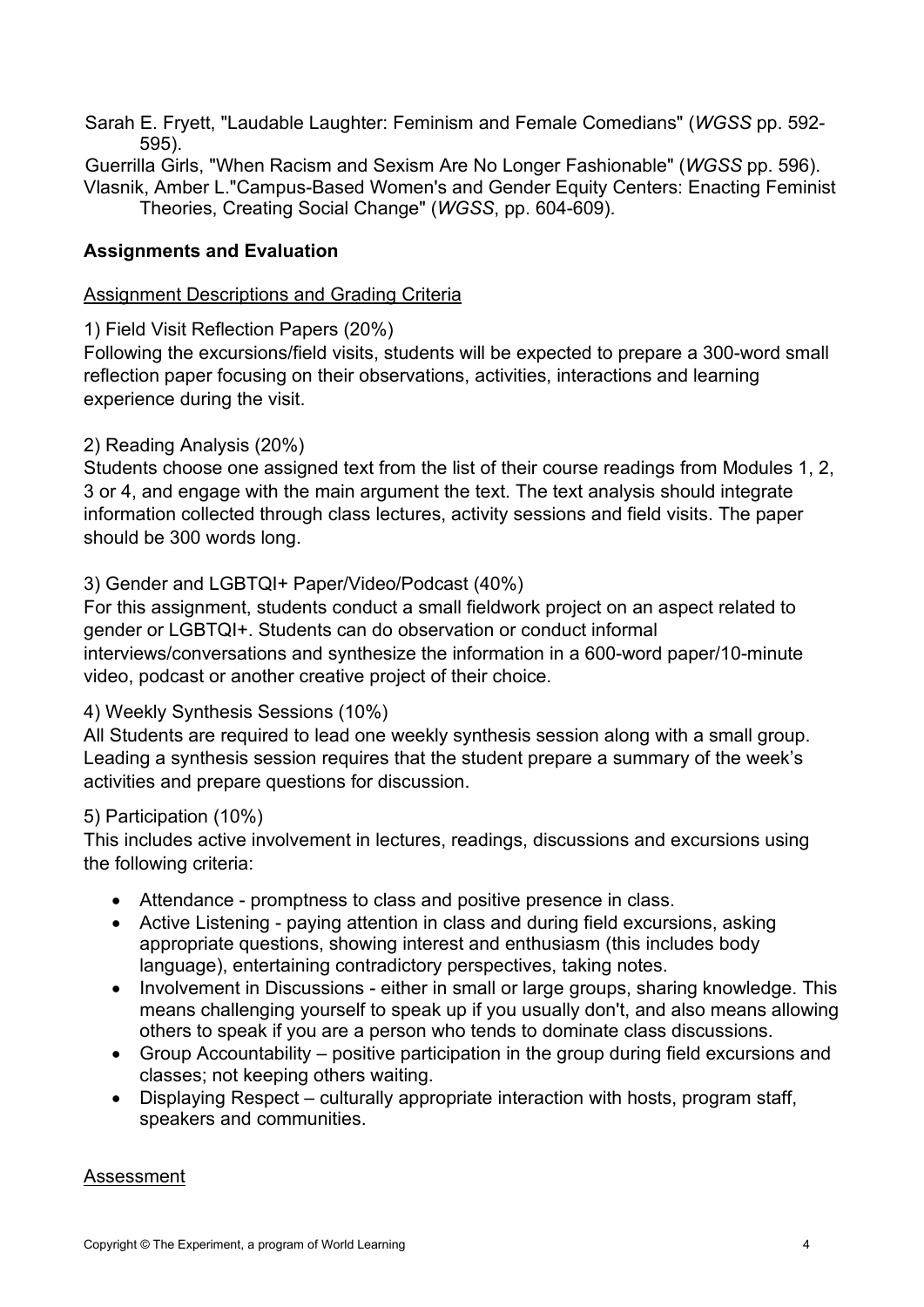Sarah E. Fryett, "Laudable Laughter: Feminism and Female Comedians" (*WGSS* pp. 592-595).

Guerrilla Girls, "When Racism and Sexism Are No Longer Fashionable" (*WGSS* pp. 596).

Vlasnik, Amber L."Campus-Based Women's and Gender Equity Centers: Enacting Feminist Theories, Creating Social Change" (*WGSS*, pp. 604-609).

## Assignments and Evaluation

### Assignment Descriptions and Grading Criteria

1) Field Visit Reflection Papers (20%)
Following the excursions/field visits, students will be expected to prepare a 300-word small reflection paper focusing on their observations, activities, interactions and learning experience during the visit.

2) Reading Analysis (20%)
Students choose one assigned text from the list of their course readings from Modules 1, 2, 3 or 4, and engage with the main argument the text. The text analysis should integrate information collected through class lectures, activity sessions and field visits. The paper should be 300 words long.

3) Gender and LGBTQI+ Paper/Video/Podcast (40%)
For this assignment, students conduct a small fieldwork project on an aspect related to gender or LGBTQI+. Students can do observation or conduct informal interviews/conversations and synthesize the information in a 600-word paper/10-minute video, podcast or another creative project of their choice.

4) Weekly Synthesis Sessions (10%)
All Students are required to lead one weekly synthesis session along with a small group. Leading a synthesis session requires that the student prepare a summary of the week's activities and prepare questions for discussion.

5) Participation (10%)
This includes active involvement in lectures, readings, discussions and excursions using the following criteria:

- Attendance - promptness to class and positive presence in class.
- Active Listening - paying attention in class and during field excursions, asking appropriate questions, showing interest and enthusiasm (this includes body language), entertaining contradictory perspectives, taking notes.
- Involvement in Discussions - either in small or large groups, sharing knowledge. This means challenging yourself to speak up if you usually don't, and also means allowing others to speak if you are a person who tends to dominate class discussions.
- Group Accountability – positive participation in the group during field excursions and classes; not keeping others waiting.
- Displaying Respect – culturally appropriate interaction with hosts, program staff, speakers and communities.

### Assessment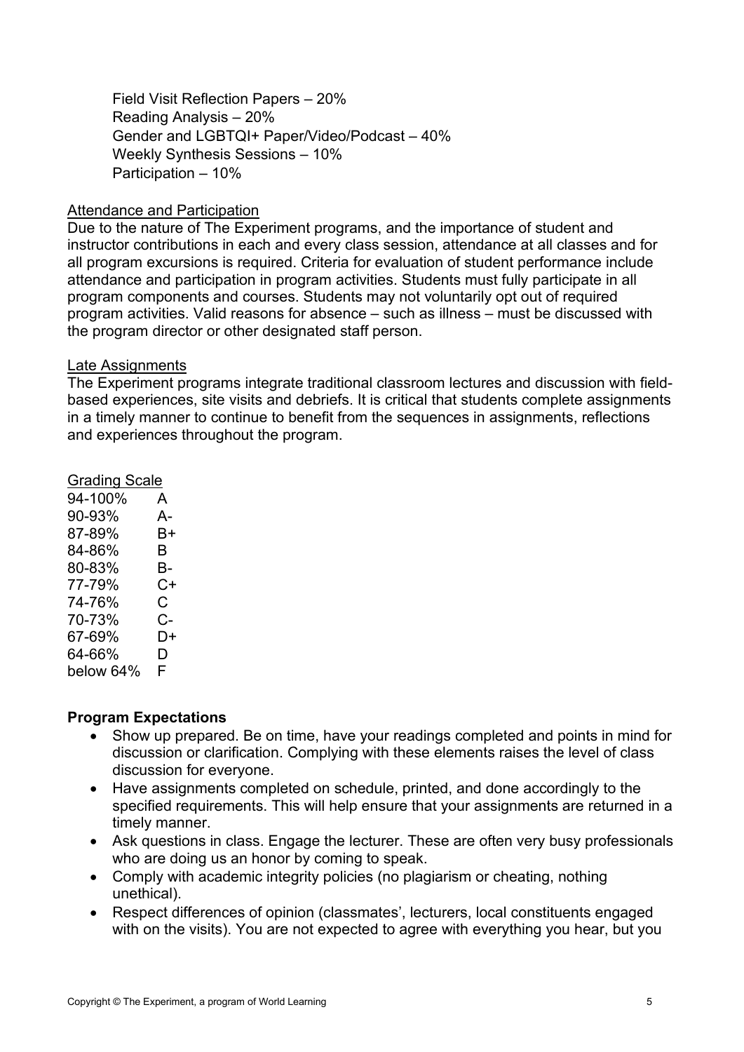Field Visit Reflection Papers – 20%
Reading Analysis – 20%
Gender and LGBTQI+ Paper/Video/Podcast – 40%
Weekly Synthesis Sessions – 10%
Participation – 10%

Attendance and Participation

Due to the nature of The Experiment programs, and the importance of student and instructor contributions in each and every class session, attendance at all classes and for all program excursions is required. Criteria for evaluation of student performance include attendance and participation in program activities. Students must fully participate in all program components and courses. Students may not voluntarily opt out of required program activities. Valid reasons for absence – such as illness – must be discussed with the program director or other designated staff person.

Late Assignments

The Experiment programs integrate traditional classroom lectures and discussion with field-based experiences, site visits and debriefs. It is critical that students complete assignments in a timely manner to continue to benefit from the sequences in assignments, reflections and experiences throughout the program.

Grading Scale

| | |
|---|---|
| 94-100% | A |
| 90-93% | A- |
| 87-89% | B+ |
| 84-86% | B |
| 80-83% | B- |
| 77-79% | C+ |
| 74-76% | C |
| 70-73% | C- |
| 67-69% | D+ |
| 64-66% | D |
| below 64% | F |

**Program Expectations**

- Show up prepared. Be on time, have your readings completed and points in mind for discussion or clarification. Complying with these elements raises the level of class discussion for everyone.
- Have assignments completed on schedule, printed, and done accordingly to the specified requirements. This will help ensure that your assignments are returned in a timely manner.
- Ask questions in class. Engage the lecturer. These are often very busy professionals who are doing us an honor by coming to speak.
- Comply with academic integrity policies (no plagiarism or cheating, nothing unethical).
- Respect differences of opinion (classmates', lecturers, local constituents engaged with on the visits). You are not expected to agree with everything you hear, but you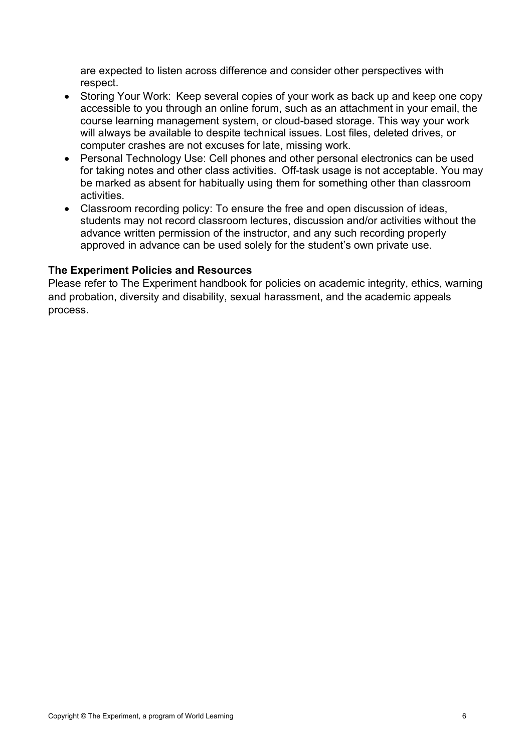are expected to listen across difference and consider other perspectives with respect.

- Storing Your Work: Keep several copies of your work as back up and keep one copy accessible to you through an online forum, such as an attachment in your email, the course learning management system, or cloud-based storage. This way your work will always be available to despite technical issues. Lost files, deleted drives, or computer crashes are not excuses for late, missing work.
- Personal Technology Use: Cell phones and other personal electronics can be used for taking notes and other class activities. Off-task usage is not acceptable. You may be marked as absent for habitually using them for something other than classroom activities.
- Classroom recording policy: To ensure the free and open discussion of ideas, students may not record classroom lectures, discussion and/or activities without the advance written permission of the instructor, and any such recording properly approved in advance can be used solely for the student's own private use.

**The Experiment Policies and Resources**

Please refer to The Experiment handbook for policies on academic integrity, ethics, warning and probation, diversity and disability, sexual harassment, and the academic appeals process.